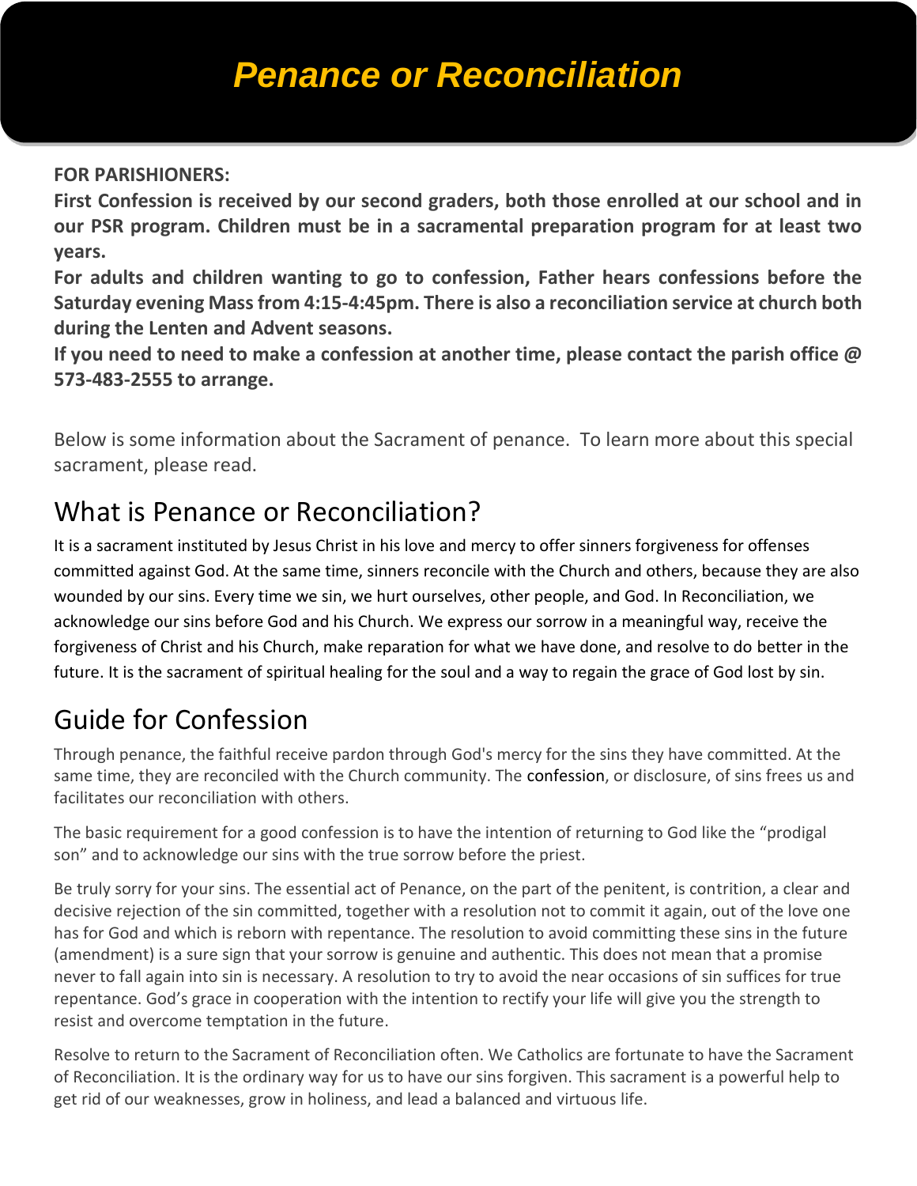# *Penance or Reconciliation*

**FOR PARISHIONERS:**

**First Confession is received by our second graders, both those enrolled at our school and in our PSR program. Children must be in a sacramental preparation program for at least two years.**

**For adults and children wanting to go to confession, Father hears confessions before the Saturday evening Mass from 4:15-4:45pm. There is also a reconciliation service at church both during the Lenten and Advent seasons.**

**If you need to need to make a confession at another time, please contact the parish office @ 573-483-2555 to arrange.**

Below is some information about the Sacrament of penance. To learn more about this special sacrament, please read.

## What is Penance or Reconciliation?

It is a sacrament instituted by Jesus Christ in his love and mercy to offer sinners forgiveness for offenses committed against God. At the same time, sinners reconcile with the Church and others, because they are also wounded by our sins. Every time we sin, we hurt ourselves, other people, and God. In Reconciliation, we acknowledge our sins before God and his Church. We express our sorrow in a meaningful way, receive the forgiveness of Christ and his Church, make reparation for what we have done, and resolve to do better in the future. It is the sacrament of spiritual healing for the soul and a way to regain the grace of God lost by sin.

## Guide for Confession

Through penance, the faithful receive pardon through God's mercy for the sins they have committed. At the same time, they are reconciled with the Church community. The confession, or disclosure, of sins frees us and facilitates our reconciliation with others.

The basic requirement for a good confession is to have the intention of returning to God like the "prodigal son" and to acknowledge our sins with the true sorrow before the priest.

Be truly sorry for your sins. The essential act of Penance, on the part of the penitent, is contrition, a clear and decisive rejection of the sin committed, together with a resolution not to commit it again, out of the love one has for God and which is reborn with repentance. The resolution to avoid committing these sins in the future (amendment) is a sure sign that your sorrow is genuine and authentic. This does not mean that a promise never to fall again into sin is necessary. A resolution to try to avoid the near occasions of sin suffices for true repentance. God's grace in cooperation with the intention to rectify your life will give you the strength to resist and overcome temptation in the future.

Resolve to return to the Sacrament of Reconciliation often. We Catholics are fortunate to have the Sacrament of Reconciliation. It is the ordinary way for us to have our sins forgiven. This sacrament is a powerful help to get rid of our weaknesses, grow in holiness, and lead a balanced and virtuous life.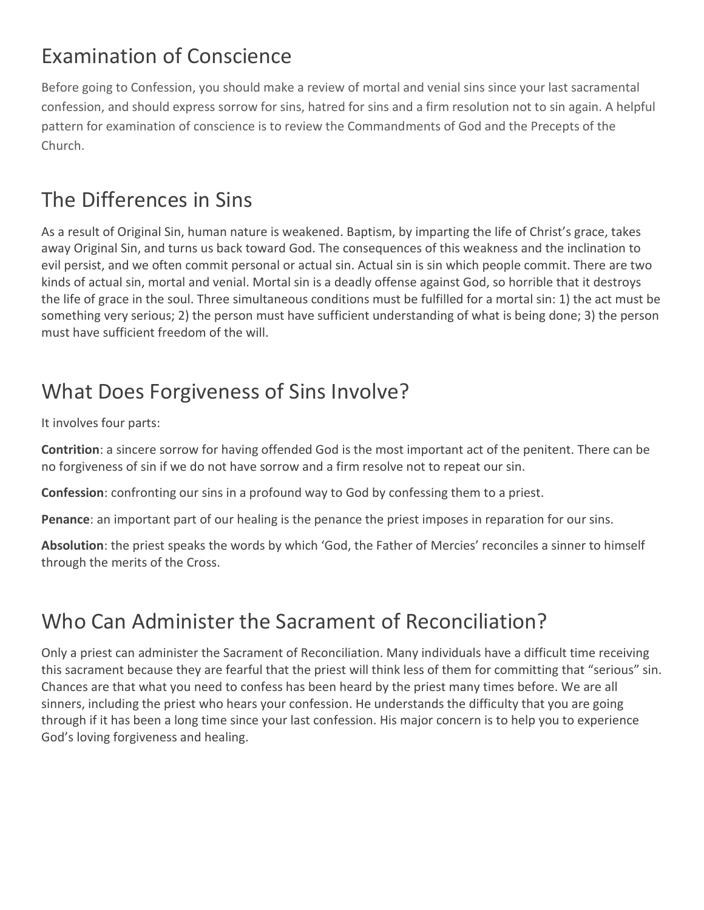## Examination of Conscience

Before going to Confession, you should make a review of mortal and venial sins since your last sacramental confession, and should express sorrow for sins, hatred for sins and a firm resolution not to sin again. A helpful pattern for examination of conscience is to review the Commandments of God and the Precepts of the Church.

## The Differences in Sins

As a result of Original Sin, human nature is weakened. Baptism, by imparting the life of Christ's grace, takes away Original Sin, and turns us back toward God. The consequences of this weakness and the inclination to evil persist, and we often commit personal or actual sin. Actual sin is sin which people commit. There are two kinds of actual sin, mortal and venial. Mortal sin is a deadly offense against God, so horrible that it destroys the life of grace in the soul. Three simultaneous conditions must be fulfilled for a mortal sin: 1) the act must be something very serious; 2) the person must have sufficient understanding of what is being done; 3) the person must have sufficient freedom of the will.

## What Does Forgiveness of Sins Involve?

It involves four parts:

**Contrition**: a sincere sorrow for having offended God is the most important act of the penitent. There can be no forgiveness of sin if we do not have sorrow and a firm resolve not to repeat our sin.

**Confession**: confronting our sins in a profound way to God by confessing them to a priest.

**Penance**: an important part of our healing is the penance the priest imposes in reparation for our sins.

**Absolution**: the priest speaks the words by which 'God, the Father of Mercies' reconciles a sinner to himself through the merits of the Cross.

## Who Can Administer the Sacrament of Reconciliation?

Only a priest can administer the Sacrament of Reconciliation. Many individuals have a difficult time receiving this sacrament because they are fearful that the priest will think less of them for committing that "serious" sin. Chances are that what you need to confess has been heard by the priest many times before. We are all sinners, including the priest who hears your confession. He understands the difficulty that you are going through if it has been a long time since your last confession. His major concern is to help you to experience God's loving forgiveness and healing.